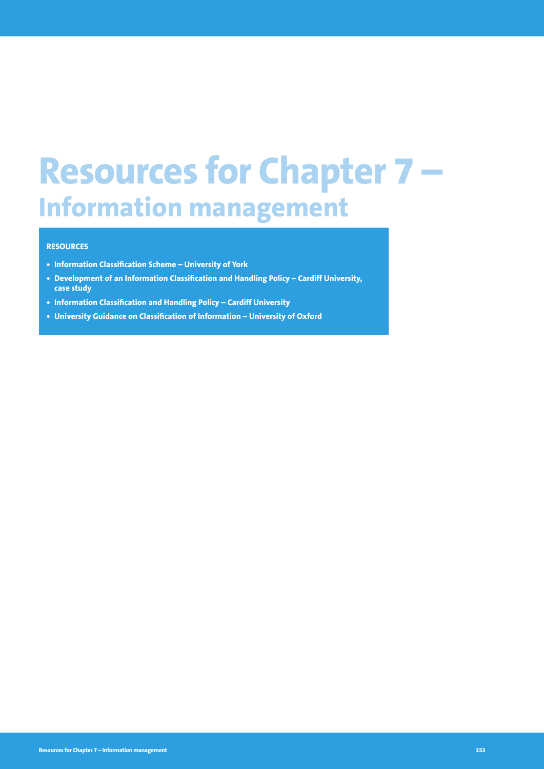# Resources for Chapter 7 – Information management

**RESOURCES**

- **Information Classification Scheme – University of York**
- **Development of an Information Classification and Handling Policy – Cardiff University, case study**
- **Information Classification and Handling Policy – Cardiff University**
- **University Guidance on Classification of Information – University of Oxford**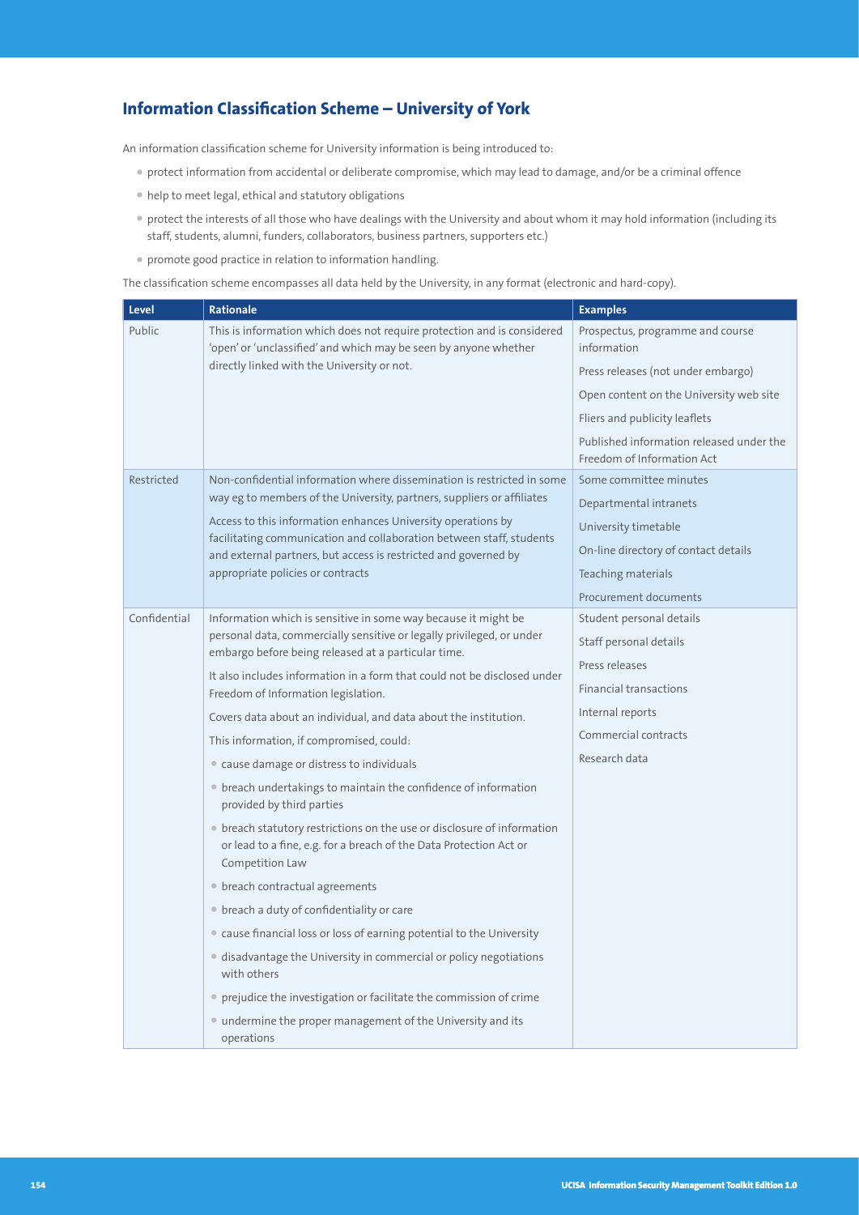## Information Classification Scheme – University of York

An information classification scheme for University information is being introduced to:

- protect information from accidental or deliberate compromise, which may lead to damage, and/or be a criminal offence
- help to meet legal, ethical and statutory obligations
- protect the interests of all those who have dealings with the University and about whom it may hold information (including its staff, students, alumni, funders, collaborators, business partners, supporters etc.)
- promote good practice in relation to information handling.

The classification scheme encompasses all data held by the University, in any format (electronic and hard-copy).

| Level | Rationale | Examples |
|---|---|---|
| Public | This is information which does not require protection and is considered 'open' or 'unclassified' and which may be seen by anyone whether directly linked with the University or not. | Prospectus, programme and course information<br>Press releases (not under embargo)<br>Open content on the University web site<br>Fliers and publicity leaflets<br>Published information released under the Freedom of Information Act |
| Restricted | Non-confidential information where dissemination is restricted in some way eg to members of the University, partners, suppliers or affiliates<br>Access to this information enhances University operations by facilitating communication and collaboration between staff, students and external partners, but access is restricted and governed by appropriate policies or contracts | Some committee minutes<br>Departmental intranets<br>University timetable<br>On-line directory of contact details<br>Teaching materials<br>Procurement documents |
| Confidential | Information which is sensitive in some way because it might be personal data, commercially sensitive or legally privileged, or under embargo before being released at a particular time.<br>It also includes information in a form that could not be disclosed under Freedom of Information legislation.<br>Covers data about an individual, and data about the institution.<br>This information, if compromised, could:<br>• cause damage or distress to individuals<br>• breach undertakings to maintain the confidence of information provided by third parties<br>• breach statutory restrictions on the use or disclosure of information or lead to a fine, e.g. for a breach of the Data Protection Act or Competition Law<br>• breach contractual agreements<br>• breach a duty of confidentiality or care<br>• cause financial loss or loss of earning potential to the University<br>• disadvantage the University in commercial or policy negotiations with others<br>• prejudice the investigation or facilitate the commission of crime<br>• undermine the proper management of the University and its operations | Student personal details<br>Staff personal details<br>Press releases<br>Financial transactions<br>Internal reports<br>Commercial contracts<br>Research data |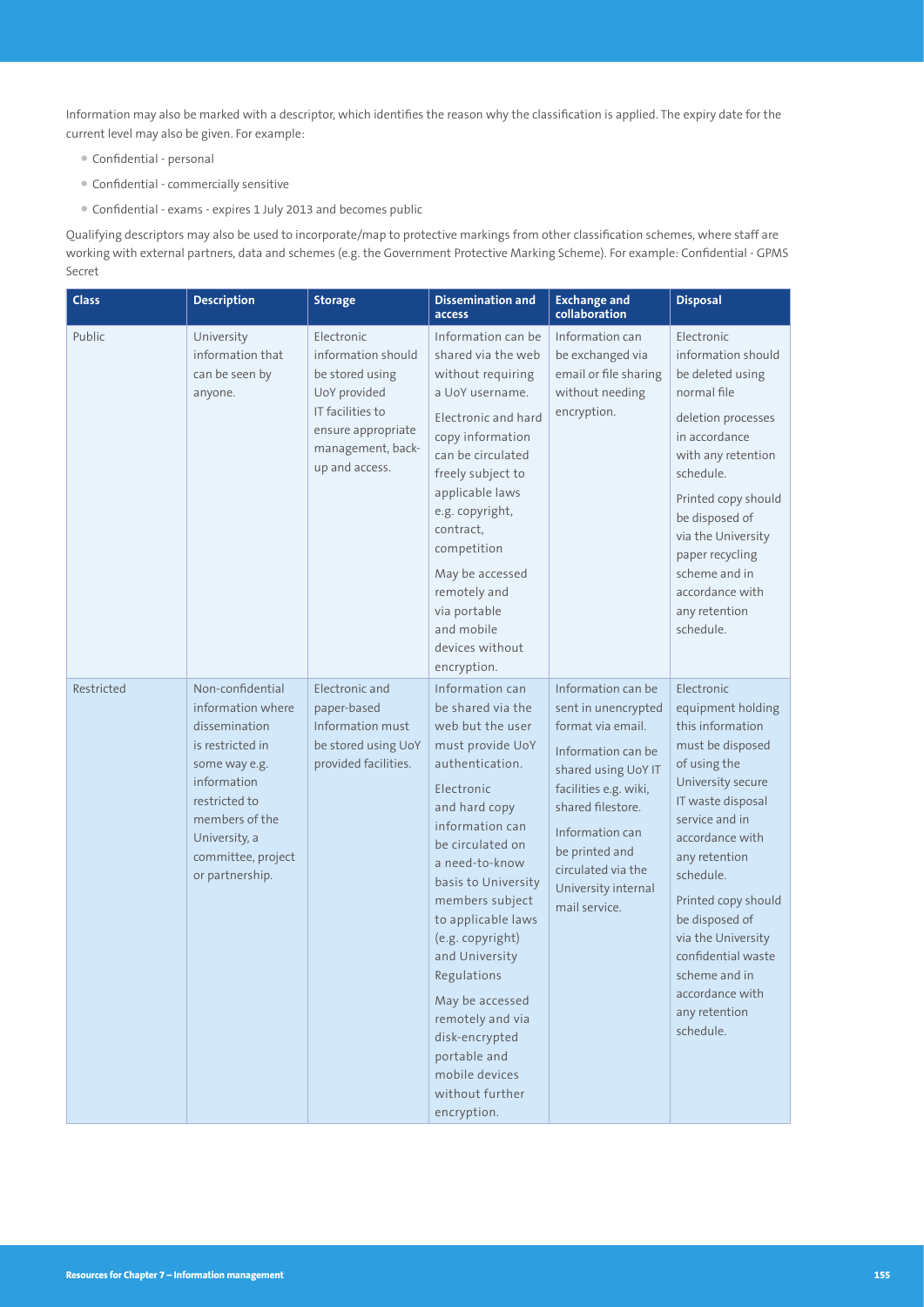Information may also be marked with a descriptor, which identifies the reason why the classification is applied. The expiry date for the current level may also be given. For example:

- Confidential - personal
- Confidential - commercially sensitive
- Confidential - exams - expires 1 July 2013 and becomes public

Qualifying descriptors may also be used to incorporate/map to protective markings from other classification schemes, where staff are working with external partners, data and schemes (e.g. the Government Protective Marking Scheme). For example: Confidential - GPMS Secret

| Class | Description | Storage | Dissemination and access | Exchange and collaboration | Disposal |
|---|---|---|---|---|---|
| Public | University information that can be seen by anyone. | Electronic information should be stored using UoY provided IT facilities to ensure appropriate management, back-up and access. | Information can be shared via the web without requiring a UoY username.<br><br>Electronic and hard copy information can be circulated freely subject to applicable laws e.g. copyright, contract, competition<br><br>May be accessed remotely and via portable and mobile devices without encryption. | Information can be exchanged via email or file sharing without needing encryption. | Electronic information should be deleted using normal file deletion processes in accordance with any retention schedule.<br><br>Printed copy should be disposed of via the University paper recycling scheme and in accordance with any retention schedule. |
| Restricted | Non-confidential information where dissemination is restricted in some way e.g. information restricted to members of the University, a committee, project or partnership. | Electronic and paper-based Information must be stored using UoY provided facilities. | Information can be shared via the web but the user must provide UoY authentication.<br><br>Electronic and hard copy information can be circulated on a need-to-know basis to University members subject to applicable laws (e.g. copyright) and University Regulations<br><br>May be accessed remotely and via disk-encrypted portable and mobile devices without further encryption. | Information can be sent in unencrypted format via email.<br><br>Information can be shared using UoY IT facilities e.g. wiki, shared filestore.<br><br>Information can be printed and circulated via the University internal mail service. | Electronic equipment holding this information must be disposed of using the University secure IT waste disposal service and in accordance with any retention schedule.<br><br>Printed copy should be disposed of via the University confidential waste scheme and in accordance with any retention schedule. |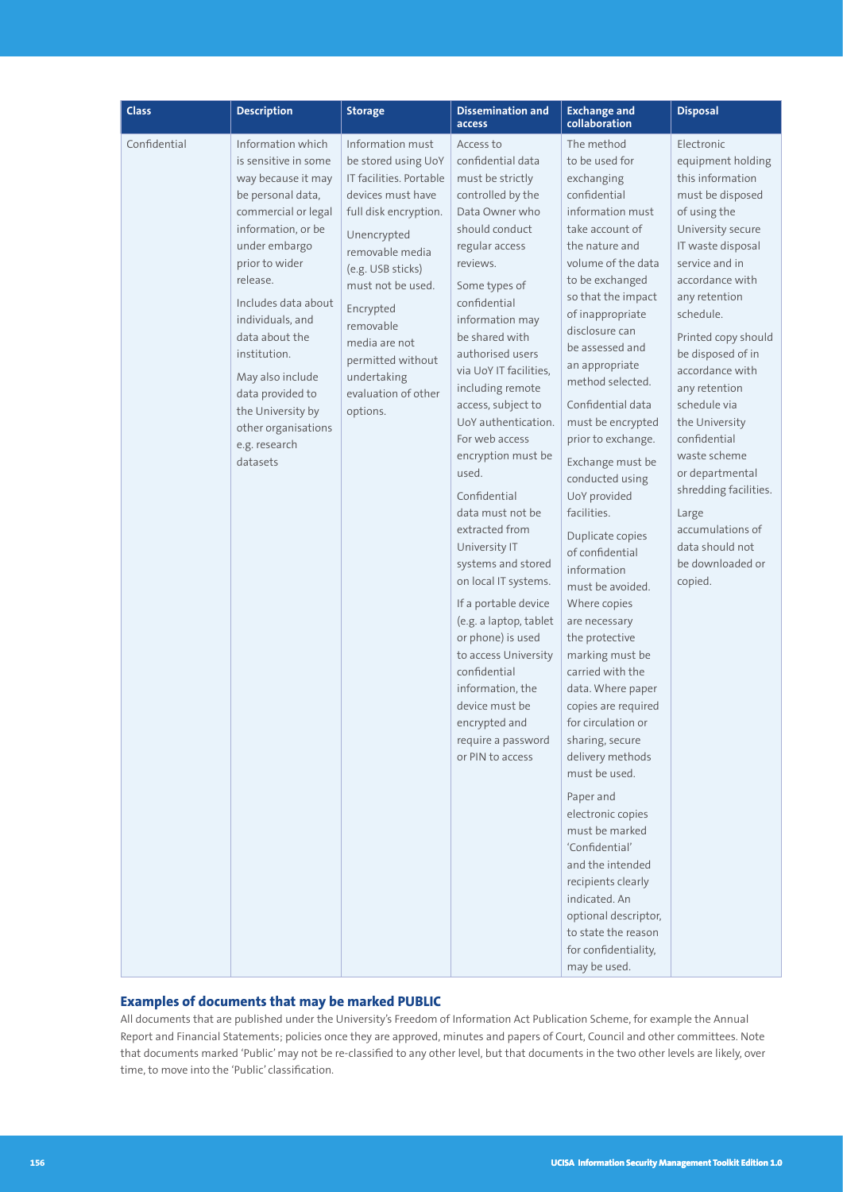| Class | Description | Storage | Dissemination and access | Exchange and collaboration | Disposal |
|---|---|---|---|---|---|
| Confidential | Information which is sensitive in some way because it may be personal data, commercial or legal information, or be under embargo prior to wider release.<br><br>Includes data about individuals, and data about the institution.<br><br>May also include data provided to the University by other organisations e.g. research datasets | Information must be stored using UoY IT facilities. Portable devices must have full disk encryption.<br><br>Unencrypted removable media (e.g. USB sticks) must not be used.<br><br>Encrypted removable media are not permitted without undertaking evaluation of other options. | Access to confidential data must be strictly controlled by the Data Owner who should conduct regular access reviews.<br><br>Some types of confidential information may be shared with authorised users via UoY IT facilities, including remote access, subject to UoY authentication. For web access encryption must be used.<br><br>Confidential data must not be extracted from University IT systems and stored on local IT systems.<br><br>If a portable device (e.g. a laptop, tablet or phone) is used to access University confidential information, the device must be encrypted and require a password or PIN to access | The method to be used for exchanging confidential information must take account of the nature and volume of the data to be exchanged so that the impact of inappropriate disclosure can be assessed and an appropriate method selected.<br><br>Confidential data must be encrypted prior to exchange.<br><br>Exchange must be conducted using UoY provided facilities.<br><br>Duplicate copies of confidential information must be avoided. Where copies are necessary the protective marking must be carried with the data. Where paper copies are required for circulation or sharing, secure delivery methods must be used.<br><br>Paper and electronic copies must be marked 'Confidential' and the intended recipients clearly indicated. An optional descriptor, to state the reason for confidentiality, may be used. | Electronic equipment holding this information must be disposed of using the University secure IT waste disposal service and in accordance with any retention schedule.<br><br>Printed copy should be disposed of in accordance with any retention schedule via the University confidential waste scheme or departmental shredding facilities.<br><br>Large accumulations of data should not be downloaded or copied. |

### Examples of documents that may be marked PUBLIC

All documents that are published under the University's Freedom of Information Act Publication Scheme, for example the Annual Report and Financial Statements; policies once they are approved, minutes and papers of Court, Council and other committees. Note that documents marked 'Public' may not be re-classified to any other level, but that documents in the two other levels are likely, over time, to move into the 'Public' classification.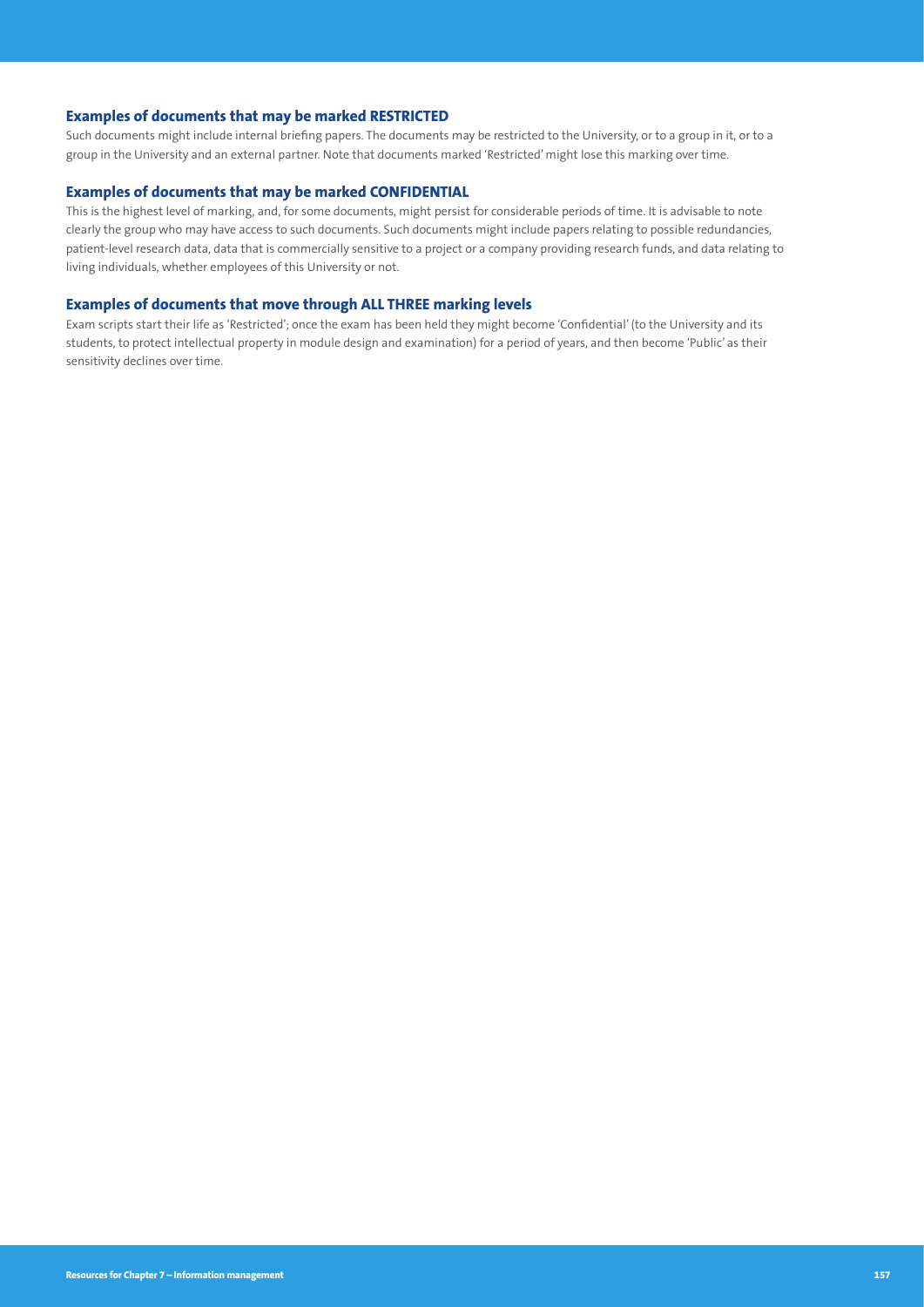### Examples of documents that may be marked RESTRICTED

Such documents might include internal briefing papers. The documents may be restricted to the University, or to a group in it, or to a group in the University and an external partner. Note that documents marked 'Restricted' might lose this marking over time.

### Examples of documents that may be marked CONFIDENTIAL

This is the highest level of marking, and, for some documents, might persist for considerable periods of time. It is advisable to note clearly the group who may have access to such documents. Such documents might include papers relating to possible redundancies, patient-level research data, data that is commercially sensitive to a project or a company providing research funds, and data relating to living individuals, whether employees of this University or not.

### Examples of documents that move through ALL THREE marking levels

Exam scripts start their life as 'Restricted'; once the exam has been held they might become 'Confidential' (to the University and its students, to protect intellectual property in module design and examination) for a period of years, and then become 'Public' as their sensitivity declines over time.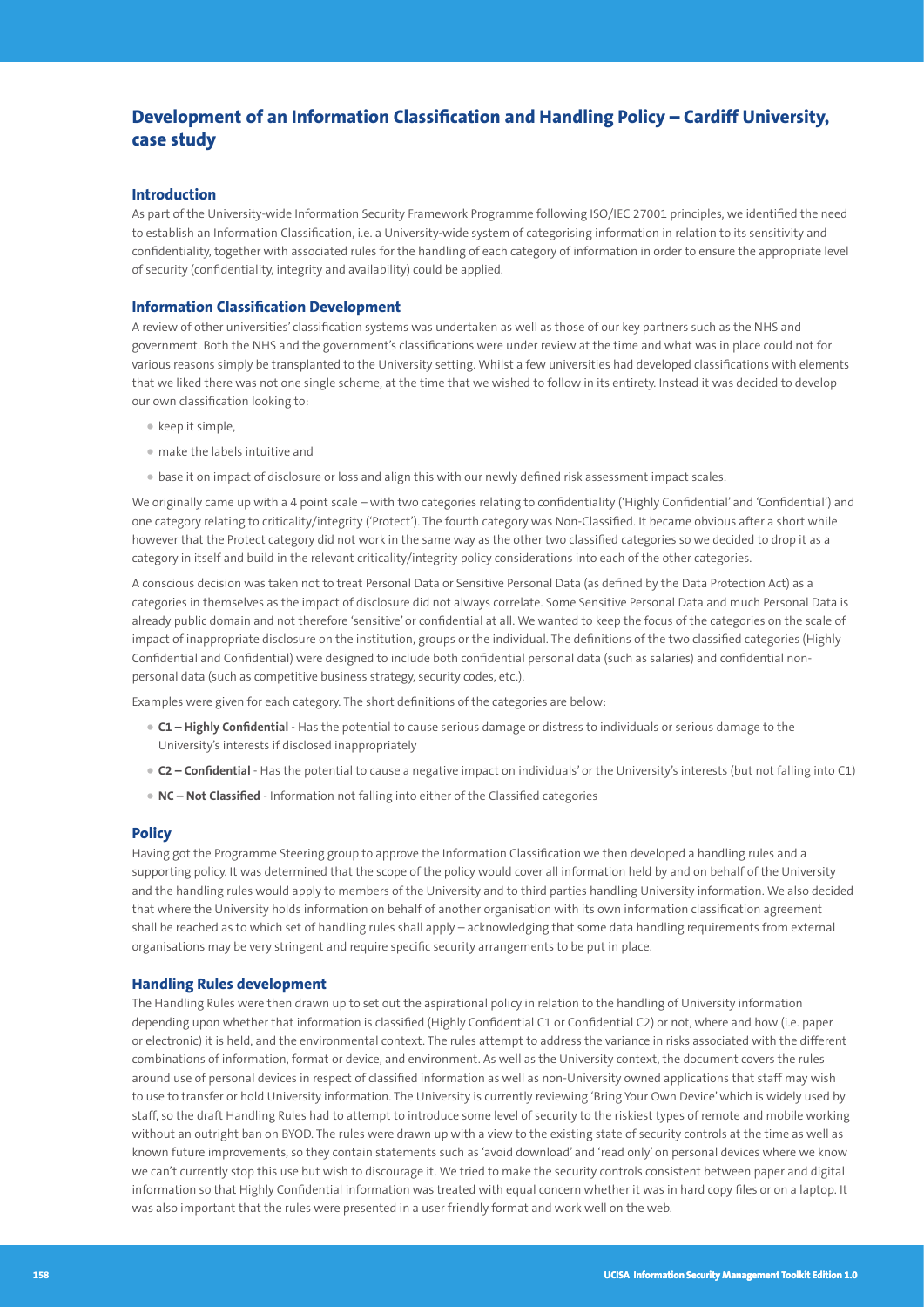# Development of an Information Classification and Handling Policy – Cardiff University, case study

## Introduction

As part of the University-wide Information Security Framework Programme following ISO/IEC 27001 principles, we identified the need to establish an Information Classification, i.e. a University-wide system of categorising information in relation to its sensitivity and confidentiality, together with associated rules for the handling of each category of information in order to ensure the appropriate level of security (confidentiality, integrity and availability) could be applied.

## Information Classification Development

A review of other universities' classification systems was undertaken as well as those of our key partners such as the NHS and government. Both the NHS and the government's classifications were under review at the time and what was in place could not for various reasons simply be transplanted to the University setting. Whilst a few universities had developed classifications with elements that we liked there was not one single scheme, at the time that we wished to follow in its entirety. Instead it was decided to develop our own classification looking to:

- keep it simple,
- make the labels intuitive and
- base it on impact of disclosure or loss and align this with our newly defined risk assessment impact scales.

We originally came up with a 4 point scale – with two categories relating to confidentiality ('Highly Confidential' and 'Confidential') and one category relating to criticality/integrity ('Protect'). The fourth category was Non-Classified. It became obvious after a short while however that the Protect category did not work in the same way as the other two classified categories so we decided to drop it as a category in itself and build in the relevant criticality/integrity policy considerations into each of the other categories.

A conscious decision was taken not to treat Personal Data or Sensitive Personal Data (as defined by the Data Protection Act) as a categories in themselves as the impact of disclosure did not always correlate. Some Sensitive Personal Data and much Personal Data is already public domain and not therefore 'sensitive' or confidential at all. We wanted to keep the focus of the categories on the scale of impact of inappropriate disclosure on the institution, groups or the individual. The definitions of the two classified categories (Highly Confidential and Confidential) were designed to include both confidential personal data (such as salaries) and confidential non-personal data (such as competitive business strategy, security codes, etc.).

Examples were given for each category. The short definitions of the categories are below:

- **C1 – Highly Confidential** - Has the potential to cause serious damage or distress to individuals or serious damage to the University's interests if disclosed inappropriately
- **C2 – Confidential** - Has the potential to cause a negative impact on individuals' or the University's interests (but not falling into C1)
- **NC – Not Classified** - Information not falling into either of the Classified categories

## Policy

Having got the Programme Steering group to approve the Information Classification we then developed a handling rules and a supporting policy. It was determined that the scope of the policy would cover all information held by and on behalf of the University and the handling rules would apply to members of the University and to third parties handling University information. We also decided that where the University holds information on behalf of another organisation with its own information classification agreement shall be reached as to which set of handling rules shall apply – acknowledging that some data handling requirements from external organisations may be very stringent and require specific security arrangements to be put in place.

## Handling Rules development

The Handling Rules were then drawn up to set out the aspirational policy in relation to the handling of University information depending upon whether that information is classified (Highly Confidential C1 or Confidential C2) or not, where and how (i.e. paper or electronic) it is held, and the environmental context. The rules attempt to address the variance in risks associated with the different combinations of information, format or device, and environment. As well as the University context, the document covers the rules around use of personal devices in respect of classified information as well as non-University owned applications that staff may wish to use to transfer or hold University information. The University is currently reviewing 'Bring Your Own Device' which is widely used by staff, so the draft Handling Rules had to attempt to introduce some level of security to the riskiest types of remote and mobile working without an outright ban on BYOD. The rules were drawn up with a view to the existing state of security controls at the time as well as known future improvements, so they contain statements such as 'avoid download' and 'read only' on personal devices where we know we can't currently stop this use but wish to discourage it. We tried to make the security controls consistent between paper and digital information so that Highly Confidential information was treated with equal concern whether it was in hard copy files or on a laptop. It was also important that the rules were presented in a user friendly format and work well on the web.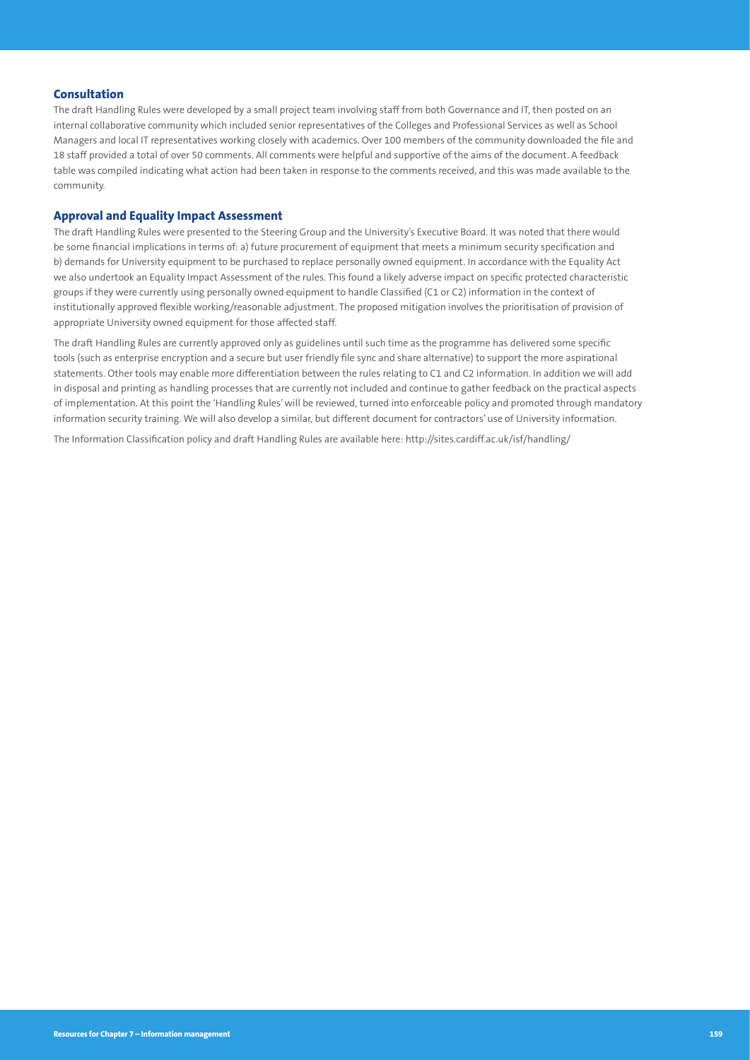## Consultation

The draft Handling Rules were developed by a small project team involving staff from both Governance and IT, then posted on an internal collaborative community which included senior representatives of the Colleges and Professional Services as well as School Managers and local IT representatives working closely with academics. Over 100 members of the community downloaded the file and 18 staff provided a total of over 50 comments. All comments were helpful and supportive of the aims of the document. A feedback table was compiled indicating what action had been taken in response to the comments received, and this was made available to the community.

## Approval and Equality Impact Assessment

The draft Handling Rules were presented to the Steering Group and the University's Executive Board. It was noted that there would be some financial implications in terms of: a) future procurement of equipment that meets a minimum security specification and b) demands for University equipment to be purchased to replace personally owned equipment. In accordance with the Equality Act we also undertook an Equality Impact Assessment of the rules. This found a likely adverse impact on specific protected characteristic groups if they were currently using personally owned equipment to handle Classified (C1 or C2) information in the context of institutionally approved flexible working/reasonable adjustment. The proposed mitigation involves the prioritisation of provision of appropriate University owned equipment for those affected staff.

The draft Handling Rules are currently approved only as guidelines until such time as the programme has delivered some specific tools (such as enterprise encryption and a secure but user friendly file sync and share alternative) to support the more aspirational statements. Other tools may enable more differentiation between the rules relating to C1 and C2 information. In addition we will add in disposal and printing as handling processes that are currently not included and continue to gather feedback on the practical aspects of implementation. At this point the 'Handling Rules' will be reviewed, turned into enforceable policy and promoted through mandatory information security training. We will also develop a similar, but different document for contractors' use of University information.

The Information Classification policy and draft Handling Rules are available here: http://sites.cardiff.ac.uk/isf/handling/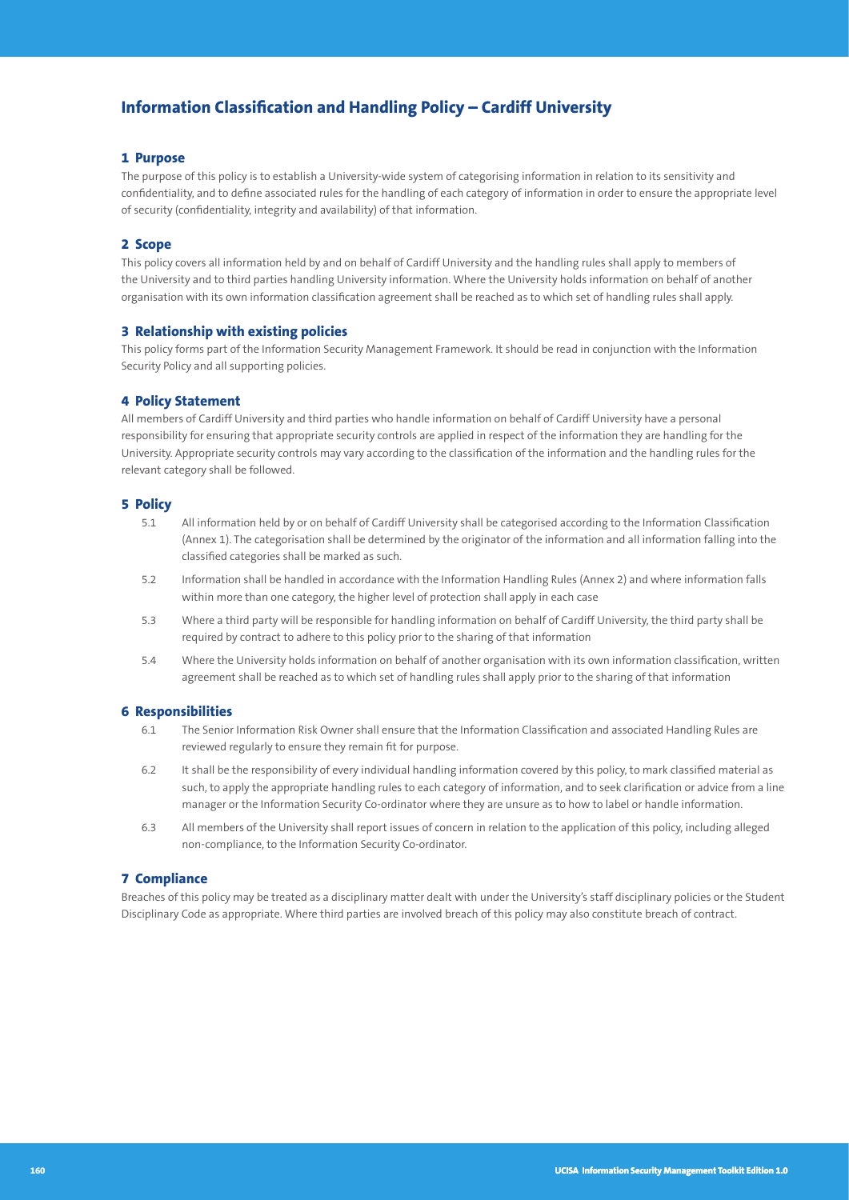# Information Classification and Handling Policy – Cardiff University

## 1 Purpose

The purpose of this policy is to establish a University-wide system of categorising information in relation to its sensitivity and confidentiality, and to define associated rules for the handling of each category of information in order to ensure the appropriate level of security (confidentiality, integrity and availability) of that information.

## 2 Scope

This policy covers all information held by and on behalf of Cardiff University and the handling rules shall apply to members of the University and to third parties handling University information. Where the University holds information on behalf of another organisation with its own information classification agreement shall be reached as to which set of handling rules shall apply.

## 3 Relationship with existing policies

This policy forms part of the Information Security Management Framework. It should be read in conjunction with the Information Security Policy and all supporting policies.

## 4 Policy Statement

All members of Cardiff University and third parties who handle information on behalf of Cardiff University have a personal responsibility for ensuring that appropriate security controls are applied in respect of the information they are handling for the University. Appropriate security controls may vary according to the classification of the information and the handling rules for the relevant category shall be followed.

## 5 Policy

5.1 All information held by or on behalf of Cardiff University shall be categorised according to the Information Classification (Annex 1). The categorisation shall be determined by the originator of the information and all information falling into the classified categories shall be marked as such.

5.2 Information shall be handled in accordance with the Information Handling Rules (Annex 2) and where information falls within more than one category, the higher level of protection shall apply in each case

5.3 Where a third party will be responsible for handling information on behalf of Cardiff University, the third party shall be required by contract to adhere to this policy prior to the sharing of that information

5.4 Where the University holds information on behalf of another organisation with its own information classification, written agreement shall be reached as to which set of handling rules shall apply prior to the sharing of that information

## 6 Responsibilities

6.1 The Senior Information Risk Owner shall ensure that the Information Classification and associated Handling Rules are reviewed regularly to ensure they remain fit for purpose.

6.2 It shall be the responsibility of every individual handling information covered by this policy, to mark classified material as such, to apply the appropriate handling rules to each category of information, and to seek clarification or advice from a line manager or the Information Security Co-ordinator where they are unsure as to how to label or handle information.

6.3 All members of the University shall report issues of concern in relation to the application of this policy, including alleged non-compliance, to the Information Security Co-ordinator.

## 7 Compliance

Breaches of this policy may be treated as a disciplinary matter dealt with under the University's staff disciplinary policies or the Student Disciplinary Code as appropriate. Where third parties are involved breach of this policy may also constitute breach of contract.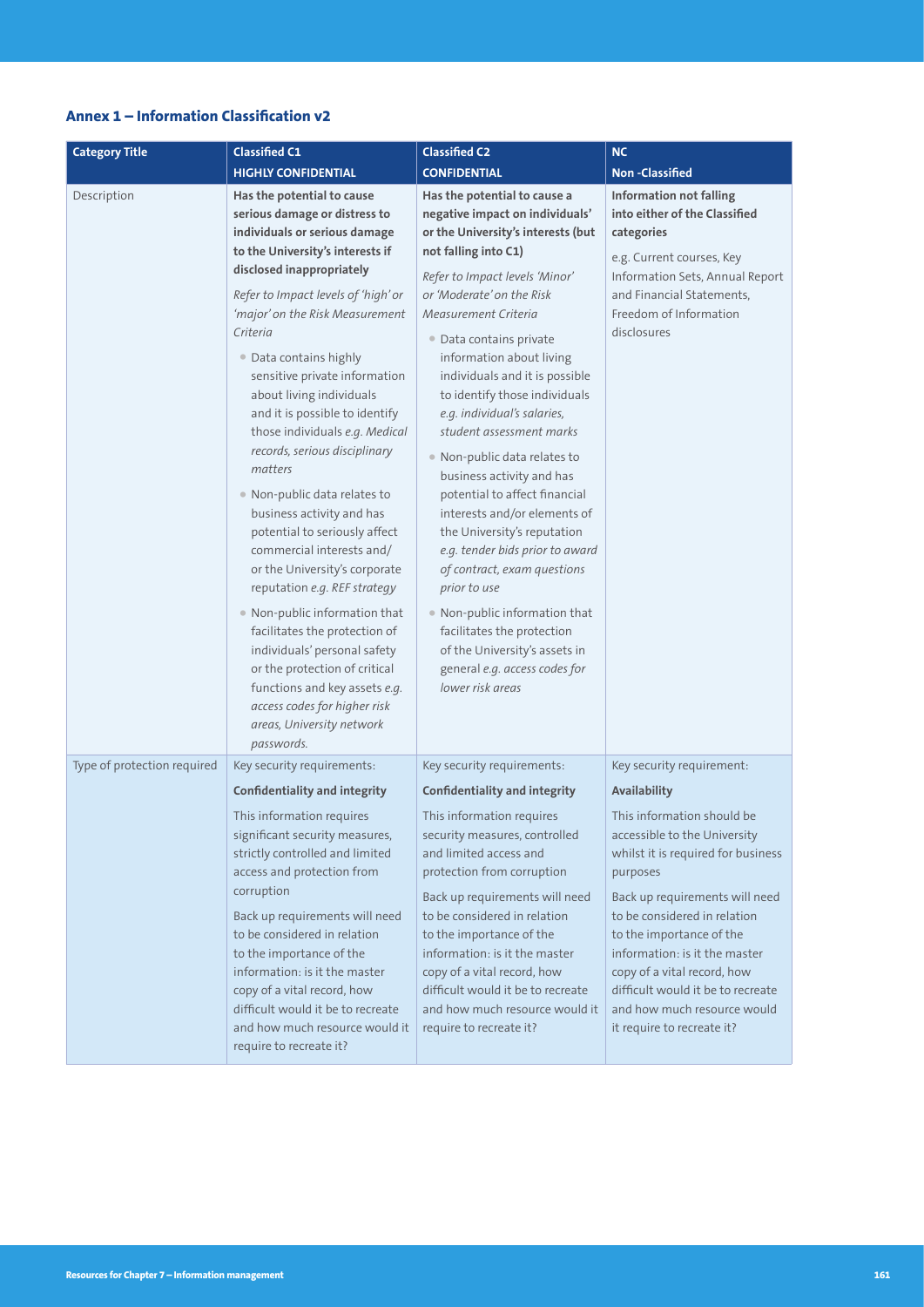## Annex 1 – Information Classification v2

| Category Title | Classified C1<br>HIGHLY CONFIDENTIAL | Classified C2<br>CONFIDENTIAL | NC<br>Non -Classified |
|---|---|---|---|
| Description | **Has the potential to cause serious damage or distress to individuals or serious damage to the University's interests if disclosed inappropriately**<br><br>*Refer to Impact levels of 'high' or 'major' on the Risk Measurement Criteria*<br><br>• Data contains highly sensitive private information about living individuals and it is possible to identify those individuals *e.g. Medical records, serious disciplinary matters*<br><br>• Non-public data relates to business activity and has potential to seriously affect commercial interests and/or the University's corporate reputation *e.g. REF strategy*<br><br>• Non-public information that facilitates the protection of individuals' personal safety or the protection of critical functions and key assets *e.g. access codes for higher risk areas, University network passwords.* | **Has the potential to cause a negative impact on individuals' or the University's interests (but not falling into C1)**<br><br>*Refer to Impact levels 'Minor' or 'Moderate' on the Risk Measurement Criteria*<br><br>• Data contains private information about living individuals and it is possible to identify those individuals *e.g. individual's salaries, student assessment marks*<br><br>• Non-public data relates to business activity and has potential to affect financial interests and/or elements of the University's reputation *e.g. tender bids prior to award of contract, exam questions prior to use*<br><br>• Non-public information that facilitates the protection of the University's assets in general *e.g. access codes for lower risk areas* | **Information not falling into either of the Classified categories**<br><br>e.g. Current courses, Key Information Sets, Annual Report and Financial Statements, Freedom of Information disclosures |
| Type of protection required | Key security requirements:<br><br>**Confidentiality and integrity**<br><br>This information requires significant security measures, strictly controlled and limited access and protection from corruption<br><br>Back up requirements will need to be considered in relation to the importance of the information: is it the master copy of a vital record, how difficult would it be to recreate and how much resource would it require to recreate it? | Key security requirements:<br><br>**Confidentiality and integrity**<br><br>This information requires security measures, controlled and limited access and protection from corruption<br><br>Back up requirements will need to be considered in relation to the importance of the information: is it the master copy of a vital record, how difficult would it be to recreate and how much resource would it require to recreate it? | Key security requirement:<br><br>**Availability**<br><br>This information should be accessible to the University whilst it is required for business purposes<br><br>Back up requirements will need to be considered in relation to the importance of the information: is it the master copy of a vital record, how difficult would it be to recreate and how much resource would it require to recreate it? |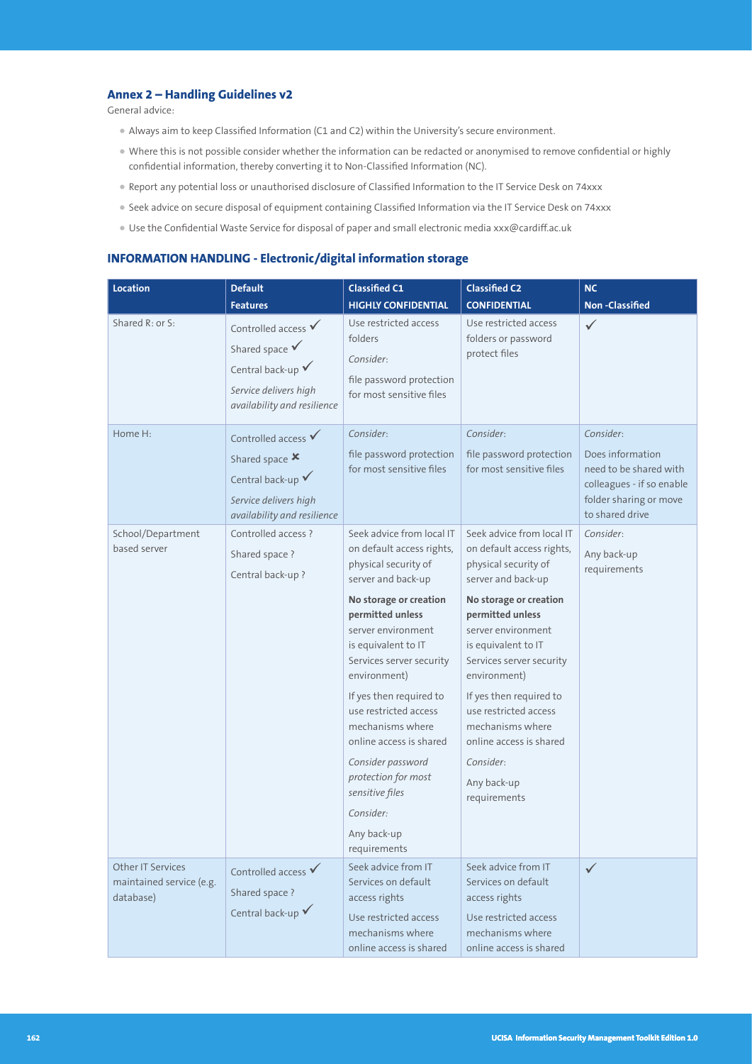### Annex 2 – Handling Guidelines v2

General advice:

- Always aim to keep Classified Information (C1 and C2) within the University's secure environment.
- Where this is not possible consider whether the information can be redacted or anonymised to remove confidential or highly confidential information, thereby converting it to Non-Classified Information (NC).
- Report any potential loss or unauthorised disclosure of Classified Information to the IT Service Desk on 74xxx
- Seek advice on secure disposal of equipment containing Classified Information via the IT Service Desk on 74xxx
- Use the Confidential Waste Service for disposal of paper and small electronic media xxx@cardiff.ac.uk

### INFORMATION HANDLING - Electronic/digital information storage

| Location | Default Features | Classified C1 HIGHLY CONFIDENTIAL | Classified C2 CONFIDENTIAL | NC Non -Classified |
|---|---|---|---|---|
| Shared R: or S: | Controlled access ✓<br>Shared space ✓<br>Central back-up ✓<br>*Service delivers high availability and resilience* | Use restricted access folders<br>*Consider*:<br>file password protection for most sensitive files | Use restricted access folders or password protect files | ✓ |
| Home H: | Controlled access ✓<br>Shared space ✖<br>Central back-up ✓<br>*Service delivers high availability and resilience* | *Consider*:<br>file password protection for most sensitive files | *Consider*:<br>file password protection for most sensitive files | *Consider*:<br>Does information need to be shared with colleagues - if so enable folder sharing or move to shared drive |
| School/Department based server | Controlled access ?<br>Shared space ?<br>Central back-up ? | Seek advice from local IT on default access rights, physical security of server and back-up<br>**No storage or creation permitted unless** server environment is equivalent to IT Services server security environment)<br>If yes then required to use restricted access mechanisms where online access is shared<br>*Consider password protection for most sensitive files*<br>*Consider:*<br>Any back-up requirements | Seek advice from local IT on default access rights, physical security of server and back-up<br>**No storage or creation permitted unless** server environment is equivalent to IT Services server security environment)<br>If yes then required to use restricted access mechanisms where online access is shared<br>*Consider*:<br>Any back-up requirements | *Consider*:<br>Any back-up requirements |
| Other IT Services maintained service (e.g. database) | Controlled access ✓<br>Shared space ?<br>Central back-up ✓ | Seek advice from IT Services on default access rights<br>Use restricted access mechanisms where online access is shared | Seek advice from IT Services on default access rights<br>Use restricted access mechanisms where online access is shared | ✓ |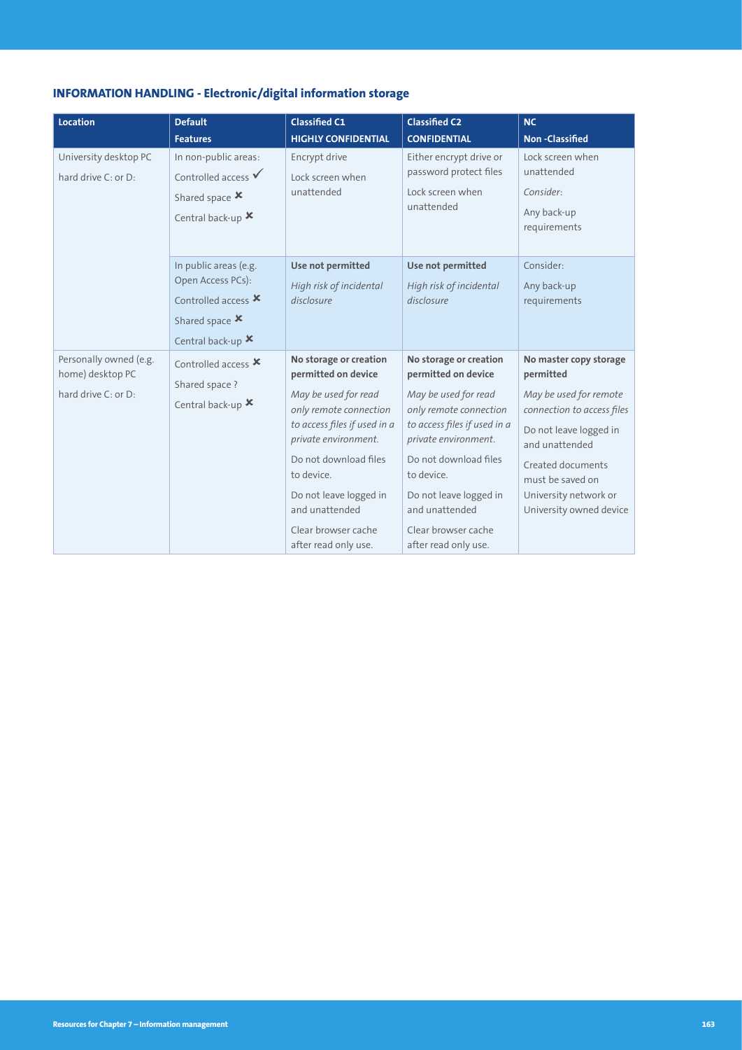### INFORMATION HANDLING - Electronic/digital information storage

| Location | Default Features | Classified C1 HIGHLY CONFIDENTIAL | Classified C2 CONFIDENTIAL | NC Non -Classified |
|---|---|---|---|---|
| University desktop PC<br>hard drive C: or D: | In non-public areas:<br>Controlled access ✓<br>Shared space ✗<br>Central back-up ✗ | Encrypt drive<br>Lock screen when unattended | Either encrypt drive or password protect files<br>Lock screen when unattended | Lock screen when unattended<br>*Consider*:<br>Any back-up requirements |
| | In public areas (e.g. Open Access PCs):<br>Controlled access ✗<br>Shared space ✗<br>Central back-up ✗ | **Use not permitted**<br>*High risk of incidental disclosure* | **Use not permitted**<br>*High risk of incidental disclosure* | Consider:<br>Any back-up requirements |
| Personally owned (e.g. home) desktop PC<br>hard drive C: or D: | Controlled access ✗<br>Shared space ?<br>Central back-up ✗ | **No storage or creation permitted on device**<br>*May be used for read only remote connection to access files if used in a private environment.*<br>Do not download files to device.<br>Do not leave logged in and unattended<br>Clear browser cache after read only use. | **No storage or creation permitted on device**<br>*May be used for read only remote connection to access files if used in a private environment.*<br>Do not download files to device.<br>Do not leave logged in and unattended<br>Clear browser cache after read only use. | **No master copy storage permitted**<br>*May be used for remote connection to access files*<br>Do not leave logged in and unattended<br>Created documents must be saved on University network or University owned device |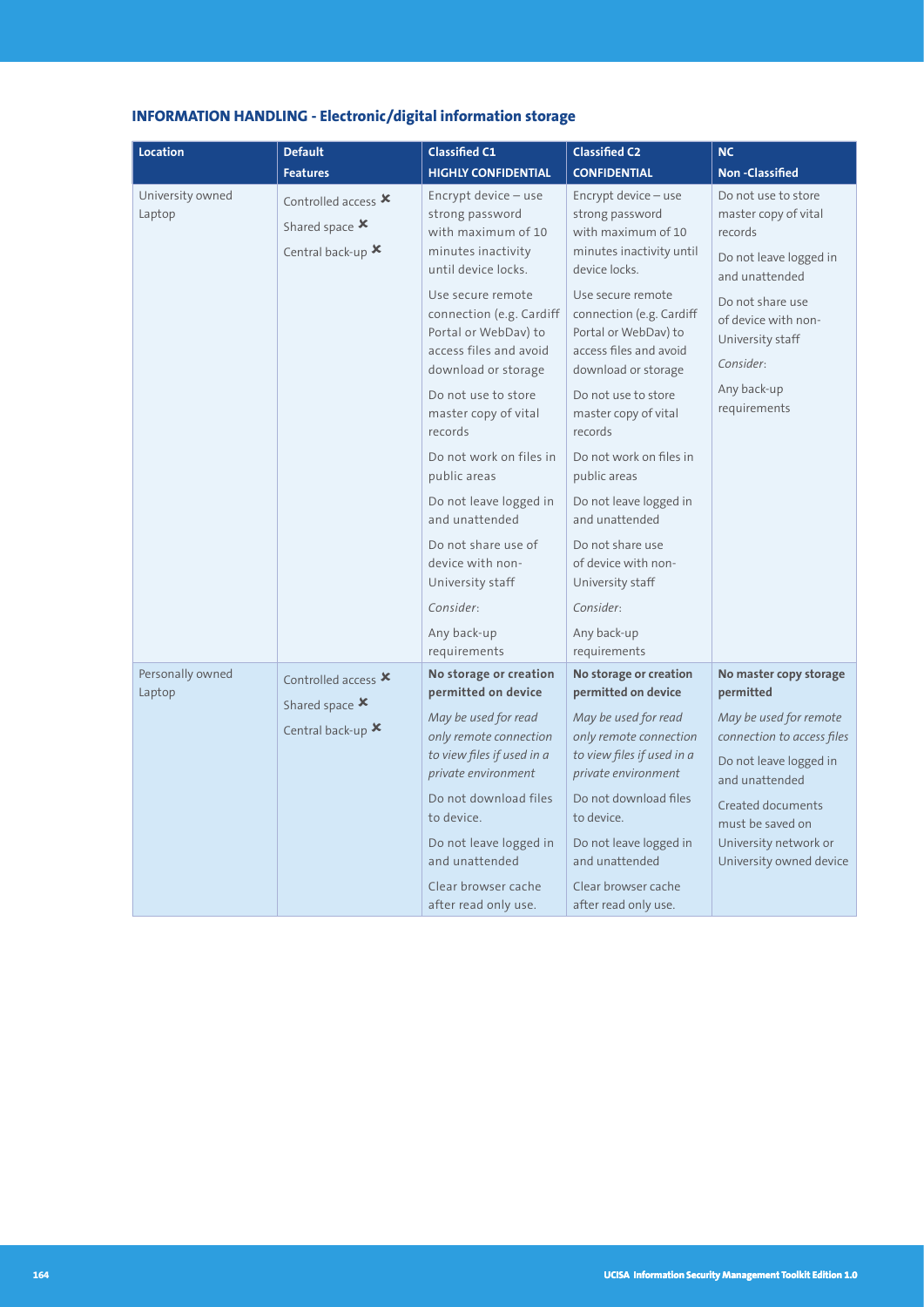## INFORMATION HANDLING - Electronic/digital information storage

| Location | Default Features | Classified C1 HIGHLY CONFIDENTIAL | Classified C2 CONFIDENTIAL | NC Non -Classified |
|---|---|---|---|---|
| University owned Laptop | Controlled access ✖<br>Shared space ✖<br>Central back-up ✖ | Encrypt device – use strong password with maximum of 10 minutes inactivity until device locks.<br>Use secure remote connection (e.g. Cardiff Portal or WebDav) to access files and avoid download or storage<br>Do not use to store master copy of vital records<br>Do not work on files in public areas<br>Do not leave logged in and unattended<br>Do not share use of device with non-University staff<br>*Consider*:<br>Any back-up requirements | Encrypt device – use strong password with maximum of 10 minutes inactivity until device locks.<br>Use secure remote connection (e.g. Cardiff Portal or WebDav) to access files and avoid download or storage<br>Do not use to store master copy of vital records<br>Do not work on files in public areas<br>Do not leave logged in and unattended<br>Do not share use of device with non-University staff<br>*Consider*:<br>Any back-up requirements | Do not use to store master copy of vital records<br>Do not leave logged in and unattended<br>Do not share use of device with non-University staff<br>*Consider*:<br>Any back-up requirements |
| Personally owned Laptop | Controlled access ✖<br>Shared space ✖<br>Central back-up ✖ | **No storage or creation permitted on device**<br>*May be used for read only remote connection to view files if used in a private environment*<br>Do not download files to device.<br>Do not leave logged in and unattended<br>Clear browser cache after read only use. | **No storage or creation permitted on device**<br>*May be used for read only remote connection to view files if used in a private environment*<br>Do not download files to device.<br>Do not leave logged in and unattended<br>Clear browser cache after read only use. | **No master copy storage permitted**<br>*May be used for remote connection to access files*<br>Do not leave logged in and unattended<br>Created documents must be saved on University network or University owned device |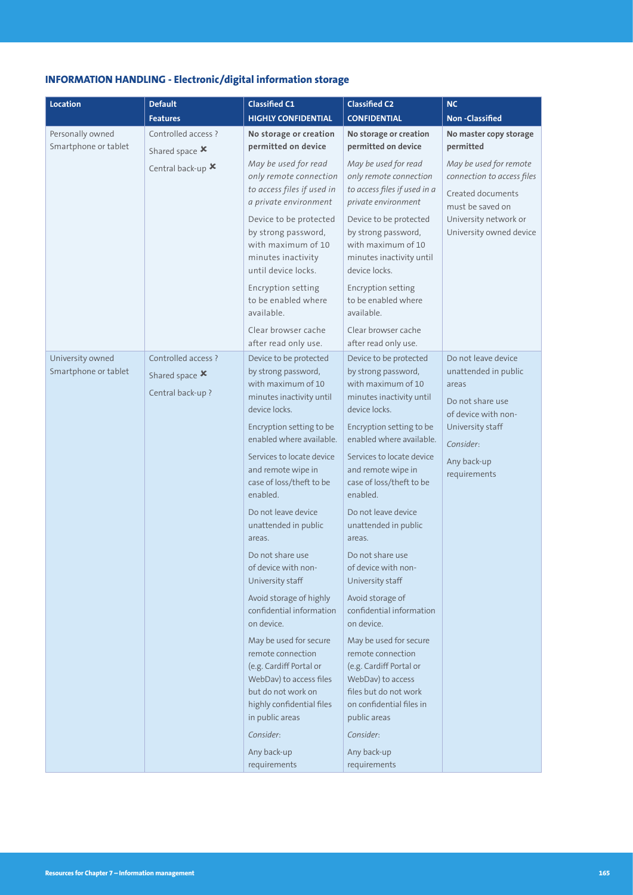## INFORMATION HANDLING - Electronic/digital information storage

| Location | Default Features | Classified C1 HIGHLY CONFIDENTIAL | Classified C2 CONFIDENTIAL | NC Non -Classified |
|---|---|---|---|---|
| Personally owned Smartphone or tablet | Controlled access ?<br>Shared space ✖<br>Central back-up ✖ | **No storage or creation permitted on device**<br>*May be used for read only remote connection to access files if used in a private environment*<br>Device to be protected by strong password, with maximum of 10 minutes inactivity until device locks.<br>Encryption setting to be enabled where available.<br>Clear browser cache after read only use. | **No storage or creation permitted on device**<br>*May be used for read only remote connection to access files if used in a private environment*<br>Device to be protected by strong password, with maximum of 10 minutes inactivity until device locks.<br>Encryption setting to be enabled where available.<br>Clear browser cache after read only use. | **No master copy storage permitted**<br>*May be used for remote connection to access files*<br>Created documents must be saved on University network or University owned device |
| University owned Smartphone or tablet | Controlled access ?<br>Shared space ✖<br>Central back-up ? | Device to be protected by strong password, with maximum of 10 minutes inactivity until device locks.<br>Encryption setting to be enabled where available.<br>Services to locate device and remote wipe in case of loss/theft to be enabled.<br>Do not leave device unattended in public areas.<br>Do not share use of device with non-University staff<br>Avoid storage of highly confidential information on device.<br>May be used for secure remote connection (e.g. Cardiff Portal or WebDav) to access files but do not work on highly confidential files in public areas<br>*Consider*:<br>Any back-up requirements | Device to be protected by strong password, with maximum of 10 minutes inactivity until device locks.<br>Encryption setting to be enabled where available.<br>Services to locate device and remote wipe in case of loss/theft to be enabled.<br>Do not leave device unattended in public areas.<br>Do not share use of device with non-University staff<br>Avoid storage of confidential information on device.<br>May be used for secure remote connection (e.g. Cardiff Portal or WebDav) to access files but do not work on confidential files in public areas<br>*Consider*:<br>Any back-up requirements | Do not leave device unattended in public areas<br>Do not share use of device with non-University staff<br>*Consider*:<br>Any back-up requirements |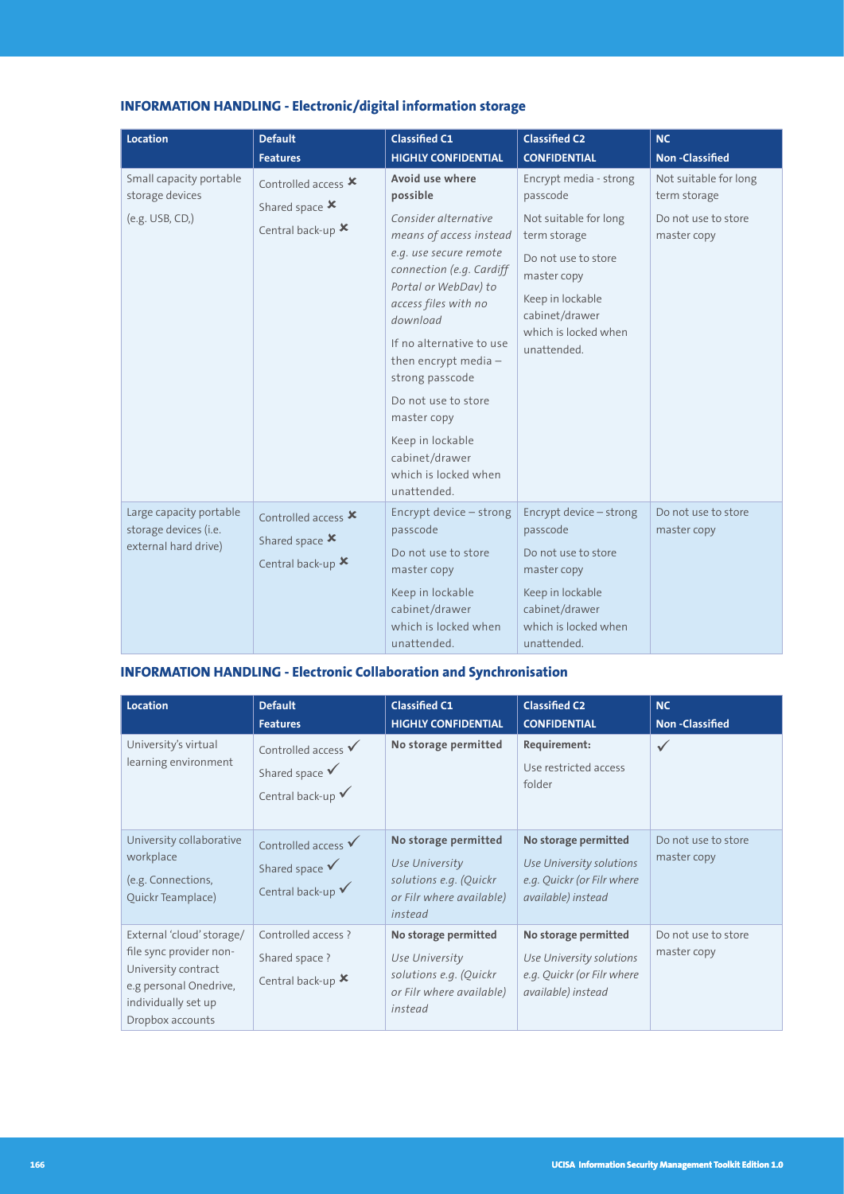## INFORMATION HANDLING - Electronic/digital information storage

| Location | Default Features | Classified C1 HIGHLY CONFIDENTIAL | Classified C2 CONFIDENTIAL | NC Non -Classified |
|---|---|---|---|---|
| Small capacity portable storage devices<br><br>(e.g. USB, CD,) | Controlled access ✖<br>Shared space ✖<br>Central back-up ✖ | **Avoid use where possible**<br><br>*Consider alternative means of access instead e.g. use secure remote connection (e.g. Cardiff Portal or WebDav) to access files with no download*<br><br>If no alternative to use then encrypt media – strong passcode<br><br>Do not use to store master copy<br><br>Keep in lockable cabinet/drawer which is locked when unattended. | Encrypt media - strong passcode<br><br>Not suitable for long term storage<br><br>Do not use to store master copy<br><br>Keep in lockable cabinet/drawer which is locked when unattended. | Not suitable for long term storage<br><br>Do not use to store master copy |
| Large capacity portable storage devices (i.e. external hard drive) | Controlled access ✖<br>Shared space ✖<br>Central back-up ✖ | Encrypt device – strong passcode<br><br>Do not use to store master copy<br><br>Keep in lockable cabinet/drawer which is locked when unattended. | Encrypt device – strong passcode<br><br>Do not use to store master copy<br><br>Keep in lockable cabinet/drawer which is locked when unattended. | Do not use to store master copy |

## INFORMATION HANDLING - Electronic Collaboration and Synchronisation

| Location | Default Features | Classified C1 HIGHLY CONFIDENTIAL | Classified C2 CONFIDENTIAL | NC Non -Classified |
|---|---|---|---|---|
| University's virtual learning environment | Controlled access ✓<br>Shared space ✓<br>Central back-up ✓ | **No storage permitted** | **Requirement:**<br><br>Use restricted access folder | ✓ |
| University collaborative workplace<br><br>(e.g. Connections, Quickr Teamplace) | Controlled access ✓<br>Shared space ✓<br>Central back-up ✓ | **No storage permitted**<br><br>*Use University solutions e.g. (Quickr or Filr where available) instead* | **No storage permitted**<br><br>*Use University solutions e.g. Quickr (or Filr where available) instead* | Do not use to store master copy |
| External 'cloud' storage/ file sync provider non-University contract e.g personal Onedrive, individually set up Dropbox accounts | Controlled access ?<br>Shared space ?<br>Central back-up ✖ | **No storage permitted**<br><br>*Use University solutions e.g. (Quickr or Filr where available) instead* | **No storage permitted**<br><br>*Use University solutions e.g. Quickr (or Filr where available) instead* | Do not use to store master copy |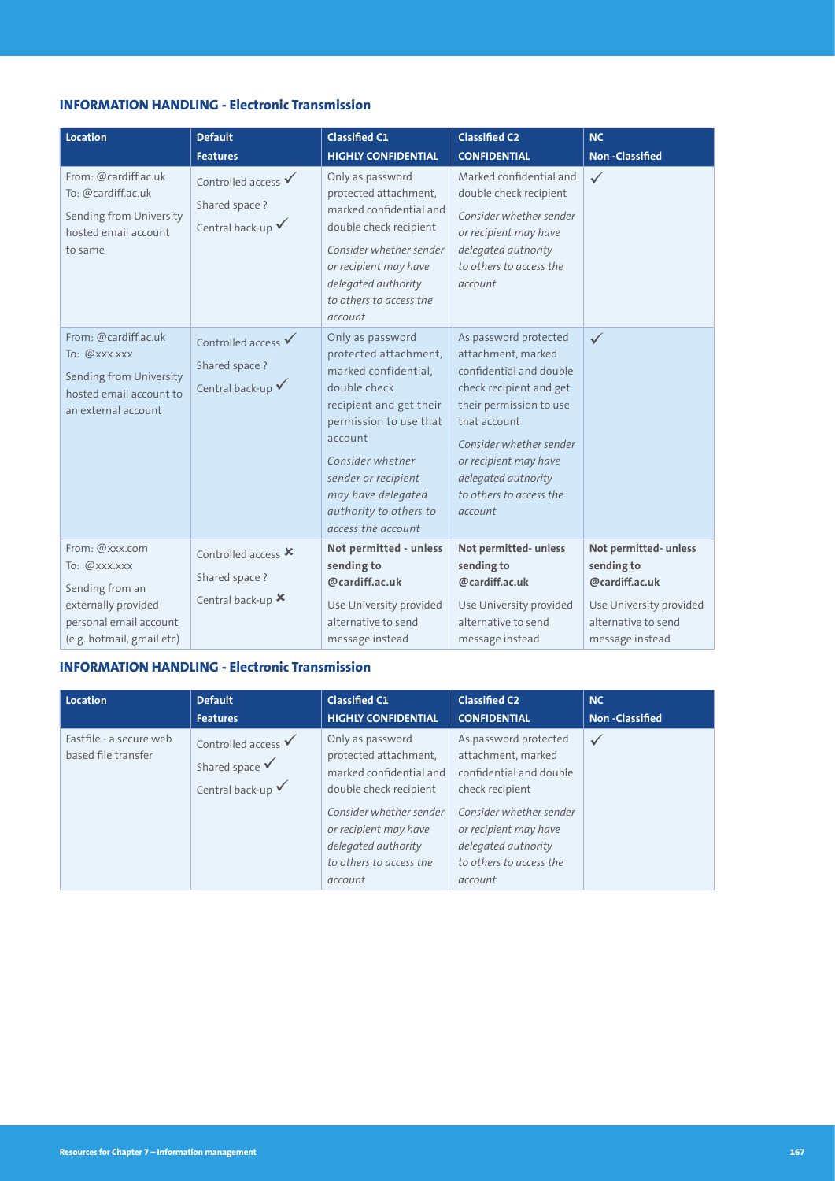## INFORMATION HANDLING - Electronic Transmission

| Location | Default Features | Classified C1 HIGHLY CONFIDENTIAL | Classified C2 CONFIDENTIAL | NC Non -Classified |
|---|---|---|---|---|
| From: @cardiff.ac.uk To: @cardiff.ac.uk<br>Sending from University hosted email account to same | Controlled access ✓<br>Shared space ?<br>Central back-up ✓ | Only as password protected attachment, marked confidential and double check recipient<br>*Consider whether sender or recipient may have delegated authority to others to access the account* | Marked confidential and double check recipient<br>*Consider whether sender or recipient may have delegated authority to others to access the account* | ✓ |
| From: @cardiff.ac.uk To: @xxx.xxx<br>Sending from University hosted email account to an external account | Controlled access ✓<br>Shared space ?<br>Central back-up ✓ | Only as password protected attachment, marked confidential, double check recipient and get their permission to use that account<br>*Consider whether sender or recipient may have delegated authority to others to access the account* | As password protected attachment, marked confidential and double check recipient and get their permission to use that account<br>*Consider whether sender or recipient may have delegated authority to others to access the account* | ✓ |
| From: @xxx.com To: @xxx.xxx<br>Sending from an externally provided personal email account (e.g. hotmail, gmail etc) | Controlled access ✗<br>Shared space ?<br>Central back-up ✗ | **Not permitted - unless sending to @cardiff.ac.uk**<br>Use University provided alternative to send message instead | **Not permitted- unless sending to @cardiff.ac.uk**<br>Use University provided alternative to send message instead | **Not permitted- unless sending to @cardiff.ac.uk**<br>Use University provided alternative to send message instead |

## INFORMATION HANDLING - Electronic Transmission

| Location | Default Features | Classified C1 HIGHLY CONFIDENTIAL | Classified C2 CONFIDENTIAL | NC Non -Classified |
|---|---|---|---|---|
| Fastfile - a secure web based file transfer | Controlled access ✓<br>Shared space ✓<br>Central back-up ✓ | Only as password protected attachment, marked confidential and double check recipient<br>*Consider whether sender or recipient may have delegated authority to others to access the account* | As password protected attachment, marked confidential and double check recipient<br>*Consider whether sender or recipient may have delegated authority to others to access the account* | ✓ |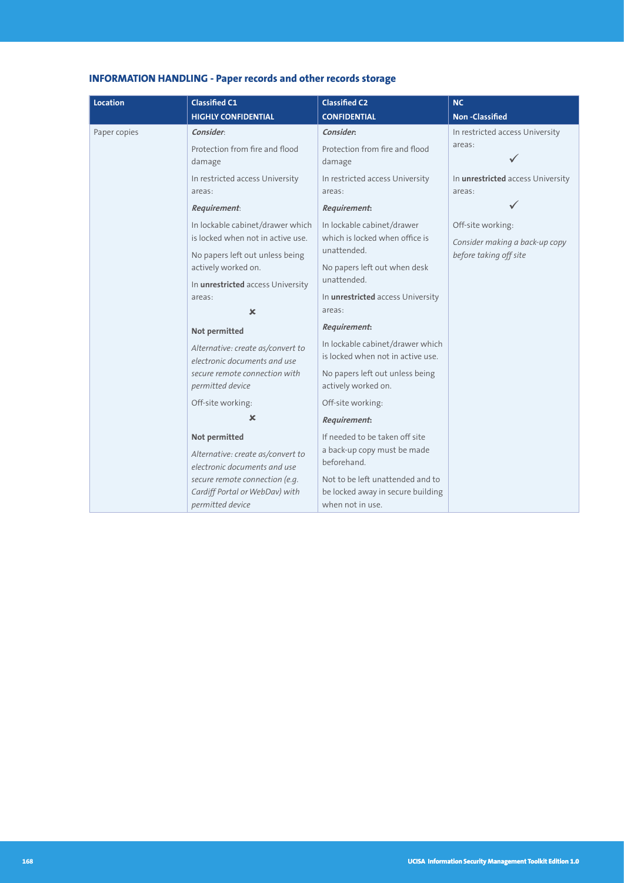## INFORMATION HANDLING - Paper records and other records storage

| Location | Classified C1<br>HIGHLY CONFIDENTIAL | Classified C2<br>CONFIDENTIAL | NC<br>Non -Classified |
|---|---|---|---|
| Paper copies | ***Consider***:<br>Protection from fire and flood damage<br>In restricted access University areas:<br>***Requirement***:<br>In lockable cabinet/drawer which is locked when not in active use.<br>No papers left out unless being actively worked on.<br>In **unrestricted** access University areas:<br>✗<br>**Not permitted**<br>*Alternative: create as/convert to electronic documents and use secure remote connection with permitted device*<br>Off-site working:<br>✗<br>**Not permitted**<br>*Alternative: create as/convert to electronic documents and use secure remote connection (e.g. Cardiff Portal or WebDav) with permitted device* | ***Consider*:**<br>Protection from fire and flood damage<br>In restricted access University areas:<br>***Requirement*:**<br>In lockable cabinet/drawer which is locked when office is unattended.<br>No papers left out when desk unattended.<br>In **unrestricted** access University areas:<br>***Requirement*:**<br>In lockable cabinet/drawer which is locked when not in active use.<br>No papers left out unless being actively worked on.<br>Off-site working:<br>***Requirement*:**<br>If needed to be taken off site a back-up copy must be made beforehand.<br>Not to be left unattended and to be locked away in secure building when not in use. | In restricted access University areas:<br>✓<br>In **unrestricted** access University areas:<br>✓<br>Off-site working:<br>*Consider making a back-up copy before taking off site* |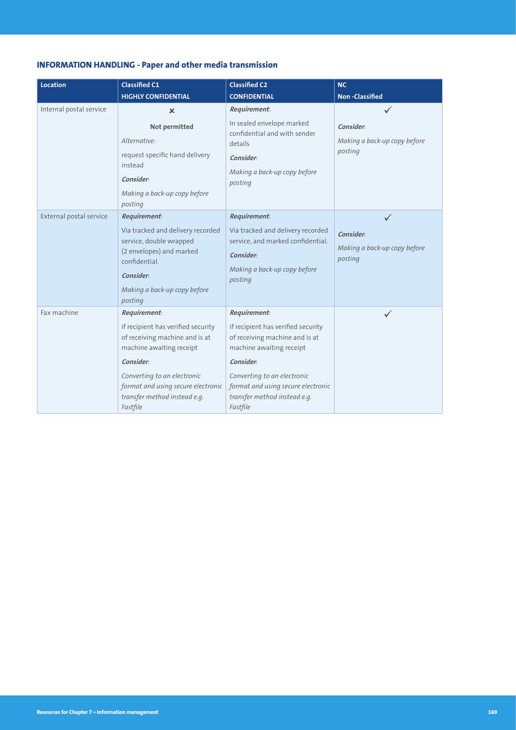## INFORMATION HANDLING - Paper and other media transmission

| Location | Classified C1<br>HIGHLY CONFIDENTIAL | Classified C2<br>CONFIDENTIAL | NC<br>Non -Classified |
|---|---|---|---|
| Internal postal service | ✗<br>**Not permitted**<br>*Alternative*:<br>request specific hand delivery instead<br>***Consider***:<br>*Making a back-up copy before posting* | ***Requirement***:<br>In sealed envelope marked confidential and with sender details<br>***Consider***:<br>*Making a back-up copy before posting* | ✓<br>***Consider***:<br>*Making a back-up copy before posting* |
| External postal service | ***Requirement***:<br>Via tracked and delivery recorded service, double wrapped (2 envelopes) and marked confidential.<br>***Consider***:<br>*Making a back-up copy before posting* | ***Requirement***:<br>Via tracked and delivery recorded service, and marked confidential.<br>***Consider***:<br>*Making a back-up copy before posting* | ✓<br>***Consider***:<br>*Making a back-up copy before posting* |
| Fax machine | ***Requirement***:<br>if recipient has verified security of receiving machine and is at machine awaiting receipt<br>***Consider***:<br>*Converting to an electronic format and using secure electronic transfer method instead e.g. Fastfile* | ***Requirement***:<br>if recipient has verified security of receiving machine and is at machine awaiting receipt<br>***Consider***:<br>*Converting to an electronic format and using secure electronic transfer method instead e.g. Fastfile* | ✓ |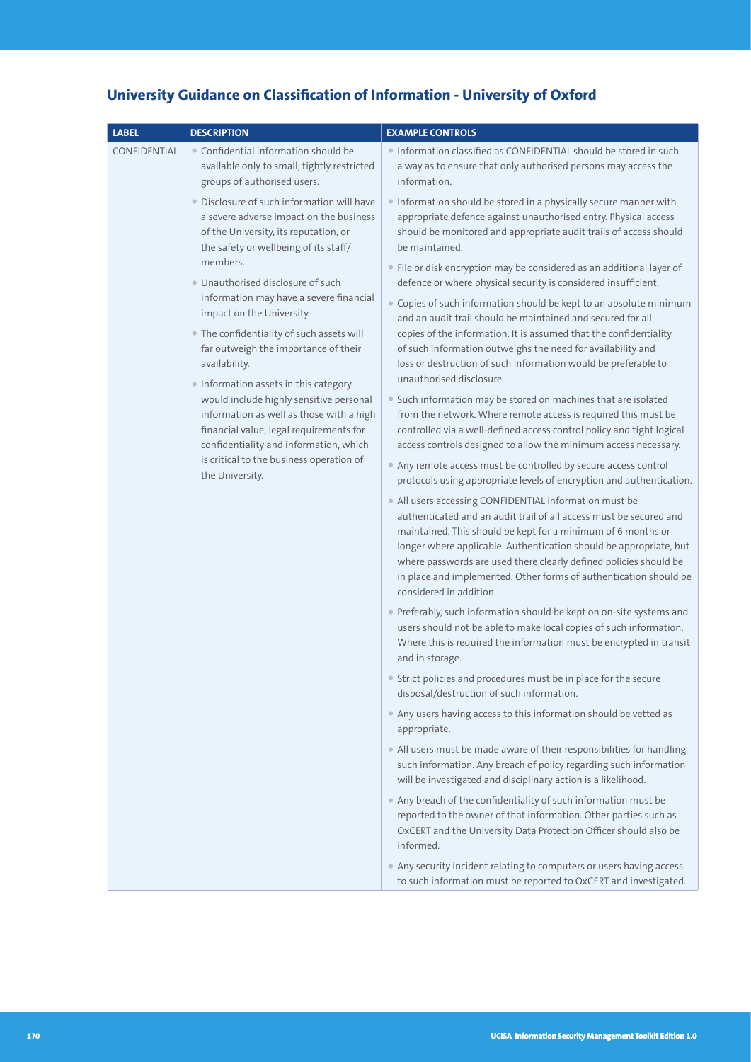## University Guidance on Classification of Information - University of Oxford

| LABEL | DESCRIPTION | EXAMPLE CONTROLS |
|---|---|---|
| CONFIDENTIAL | • Confidential information should be available only to small, tightly restricted groups of authorised users.<br>• Disclosure of such information will have a severe adverse impact on the business of the University, its reputation, or the safety or wellbeing of its staff/ members.<br>• Unauthorised disclosure of such information may have a severe financial impact on the University.<br>• The confidentiality of such assets will far outweigh the importance of their availability.<br>• Information assets in this category would include highly sensitive personal information as well as those with a high financial value, legal requirements for confidentiality and information, which is critical to the business operation of the University. | • Information classified as CONFIDENTIAL should be stored in such a way as to ensure that only authorised persons may access the information.<br>• Information should be stored in a physically secure manner with appropriate defence against unauthorised entry. Physical access should be monitored and appropriate audit trails of access should be maintained.<br>• File or disk encryption may be considered as an additional layer of defence or where physical security is considered insufficient.<br>• Copies of such information should be kept to an absolute minimum and an audit trail should be maintained and secured for all copies of the information. It is assumed that the confidentiality of such information outweighs the need for availability and loss or destruction of such information would be preferable to unauthorised disclosure.<br>• Such information may be stored on machines that are isolated from the network. Where remote access is required this must be controlled via a well-defined access control policy and tight logical access controls designed to allow the minimum access necessary.<br>• Any remote access must be controlled by secure access control protocols using appropriate levels of encryption and authentication.<br>• All users accessing CONFIDENTIAL information must be authenticated and an audit trail of all access must be secured and maintained. This should be kept for a minimum of 6 months or longer where applicable. Authentication should be appropriate, but where passwords are used there clearly defined policies should be in place and implemented. Other forms of authentication should be considered in addition.<br>• Preferably, such information should be kept on on-site systems and users should not be able to make local copies of such information. Where this is required the information must be encrypted in transit and in storage.<br>• Strict policies and procedures must be in place for the secure disposal/destruction of such information.<br>• Any users having access to this information should be vetted as appropriate.<br>• All users must be made aware of their responsibilities for handling such information. Any breach of policy regarding such information will be investigated and disciplinary action is a likelihood.<br>• Any breach of the confidentiality of such information must be reported to the owner of that information. Other parties such as OxCERT and the University Data Protection Officer should also be informed.<br>• Any security incident relating to computers or users having access to such information must be reported to OxCERT and investigated. |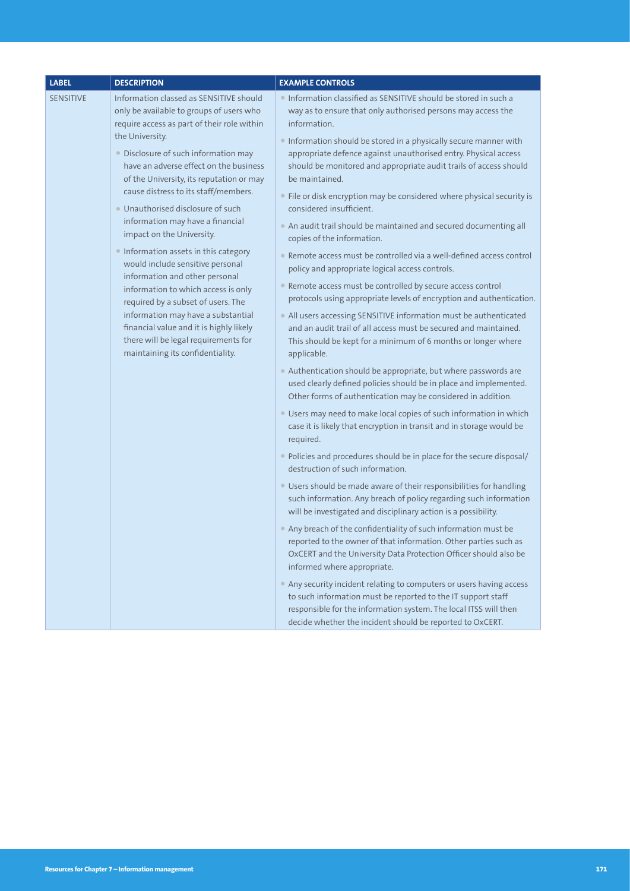| LABEL | DESCRIPTION | EXAMPLE CONTROLS |
|---|---|---|
| SENSITIVE | Information classed as SENSITIVE should only be available to groups of users who require access as part of their role within the University.<br>• Disclosure of such information may have an adverse effect on the business of the University, its reputation or may cause distress to its staff/members.<br>• Unauthorised disclosure of such information may have a financial impact on the University.<br>• Information assets in this category would include sensitive personal information and other personal information to which access is only required by a subset of users. The information may have a substantial financial value and it is highly likely there will be legal requirements for maintaining its confidentiality. | • Information classified as SENSITIVE should be stored in such a way as to ensure that only authorised persons may access the information.<br>• Information should be stored in a physically secure manner with appropriate defence against unauthorised entry. Physical access should be monitored and appropriate audit trails of access should be maintained.<br>• File or disk encryption may be considered where physical security is considered insufficient.<br>• An audit trail should be maintained and secured documenting all copies of the information.<br>• Remote access must be controlled via a well-defined access control policy and appropriate logical access controls.<br>• Remote access must be controlled by secure access control protocols using appropriate levels of encryption and authentication.<br>• All users accessing SENSITIVE information must be authenticated and an audit trail of all access must be secured and maintained. This should be kept for a minimum of 6 months or longer where applicable.<br>• Authentication should be appropriate, but where passwords are used clearly defined policies should be in place and implemented. Other forms of authentication may be considered in addition.<br>• Users may need to make local copies of such information in which case it is likely that encryption in transit and in storage would be required.<br>• Policies and procedures should be in place for the secure disposal/destruction of such information.<br>• Users should be made aware of their responsibilities for handling such information. Any breach of policy regarding such information will be investigated and disciplinary action is a possibility.<br>• Any breach of the confidentiality of such information must be reported to the owner of that information. Other parties such as OxCERT and the University Data Protection Officer should also be informed where appropriate.<br>• Any security incident relating to computers or users having access to such information must be reported to the IT support staff responsible for the information system. The local ITSS will then decide whether the incident should be reported to OxCERT. |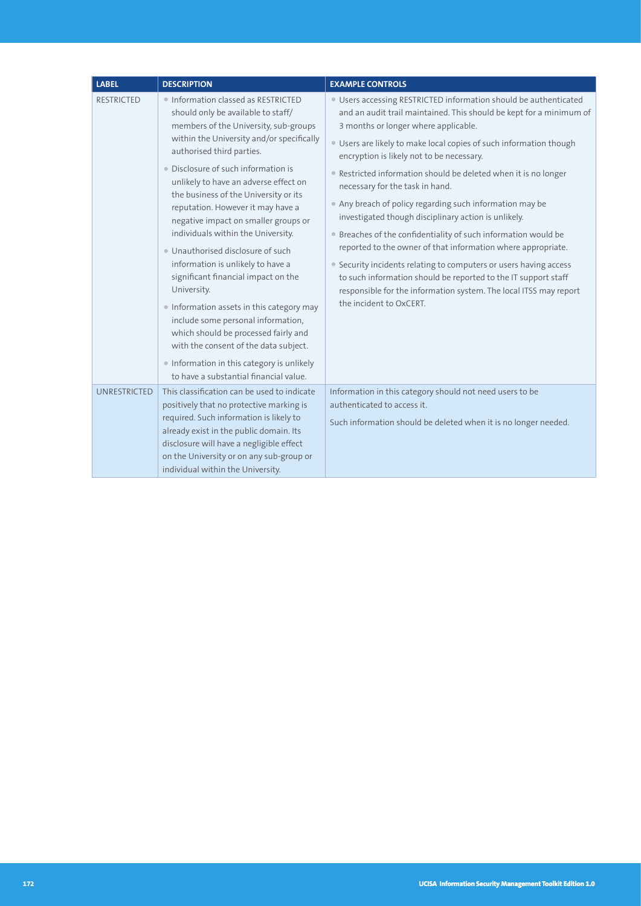| LABEL | DESCRIPTION | EXAMPLE CONTROLS |
|---|---|---|
| RESTRICTED | • Information classed as RESTRICTED should only be available to staff/members of the University, sub-groups within the University and/or specifically authorised third parties.<br>• Disclosure of such information is unlikely to have an adverse effect on the business of the University or its reputation. However it may have a negative impact on smaller groups or individuals within the University.<br>• Unauthorised disclosure of such information is unlikely to have a significant financial impact on the University.<br>• Information assets in this category may include some personal information, which should be processed fairly and with the consent of the data subject.<br>• Information in this category is unlikely to have a substantial financial value. | • Users accessing RESTRICTED information should be authenticated and an audit trail maintained. This should be kept for a minimum of 3 months or longer where applicable.<br>• Users are likely to make local copies of such information though encryption is likely not to be necessary.<br>• Restricted information should be deleted when it is no longer necessary for the task in hand.<br>• Any breach of policy regarding such information may be investigated though disciplinary action is unlikely.<br>• Breaches of the confidentiality of such information would be reported to the owner of that information where appropriate.<br>• Security incidents relating to computers or users having access to such information should be reported to the IT support staff responsible for the information system. The local ITSS may report the incident to OxCERT. |
| UNRESTRICTED | This classification can be used to indicate positively that no protective marking is required. Such information is likely to already exist in the public domain. Its disclosure will have a negligible effect on the University or on any sub-group or individual within the University. | Information in this category should not need users to be authenticated to access it.<br>Such information should be deleted when it is no longer needed. |